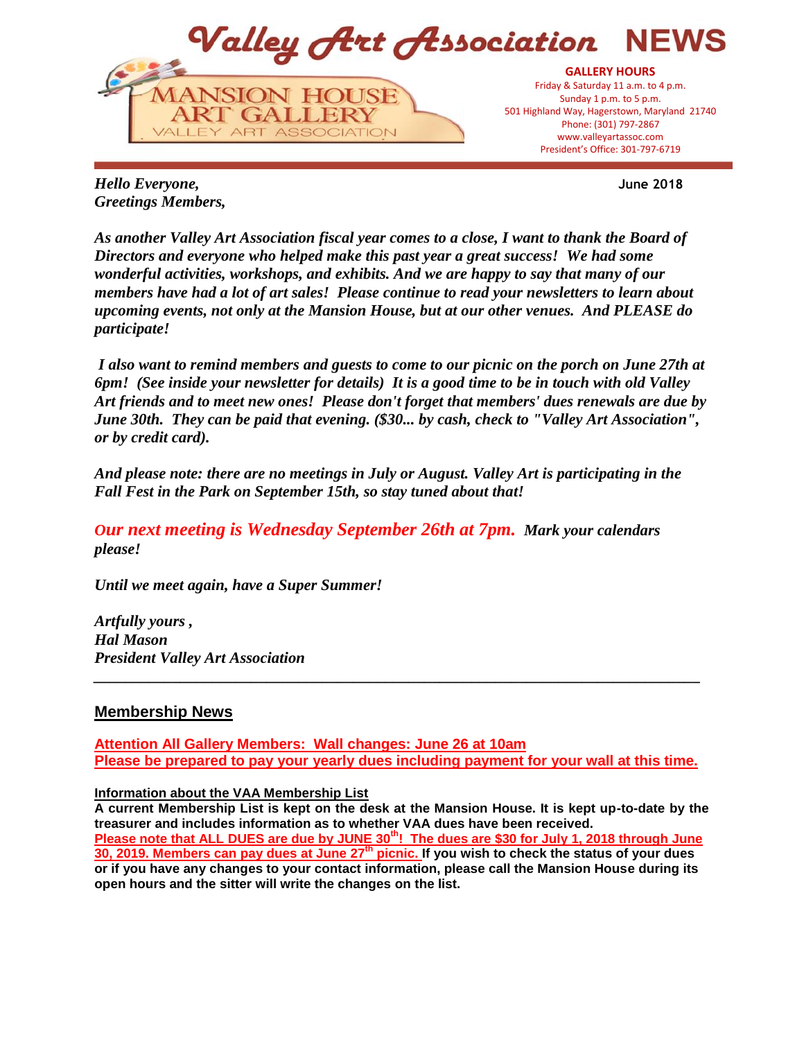# Valley Art Association NEWS

MANSION HOUSE ART GALLERY
VALLEY ART ASSOCIATION

**GALLERY HOURS**
Friday & Saturday 11 a.m. to 4 p.m.
Sunday 1 p.m. to 5 p.m.
501 Highland Way, Hagerstown, Maryland 21740
Phone: (301) 797-2867
www.valleyartassoc.com
President's Office: 301-797-6719

---

***Hello Everyone,***
***Greetings Members,***

**June 2018**

***As another Valley Art Association fiscal year comes to a close, I want to thank the Board of Directors and everyone who helped make this past year a great success! We had some wonderful activities, workshops, and exhibits. And we are happy to say that many of our members have had a lot of art sales! Please continue to read your newsletters to learn about upcoming events, not only at the Mansion House, but at our other venues. And PLEASE do participate!***

***I also want to remind members and guests to come to our picnic on the porch on June 27th at 6pm! (See inside your newsletter for details) It is a good time to be in touch with old Valley Art friends and to meet new ones! Please don't forget that members' dues renewals are due by June 30th. They can be paid that evening. ($30... by cash, check to "Valley Art Association", or by credit card).***

***And please note: there are no meetings in July or August. Valley Art is participating in the Fall Fest in the Park on September 15th, so stay tuned about that!***

***Our next meeting is Wednesday September 26th at 7pm.*** ***Mark your calendars please!***

***Until we meet again, have a Super Summer!***

***Artfully yours ,***
***Hal Mason***
***President Valley Art Association***

---

## Membership News

**Attention All Gallery Members: Wall changes: June 26 at 10am**
**Please be prepared to pay your yearly dues including payment for your wall at this time.**

**Information about the VAA Membership List**
**A current Membership List is kept on the desk at the Mansion House. It is kept up-to-date by the treasurer and includes information as to whether VAA dues have been received.**
**Please note that ALL DUES are due by JUNE 30th! The dues are $30 for July 1, 2018 through June 30, 2019. Members can pay dues at June 27th picnic. If you wish to check the status of your dues or if you have any changes to your contact information, please call the Mansion House during its open hours and the sitter will write the changes on the list.**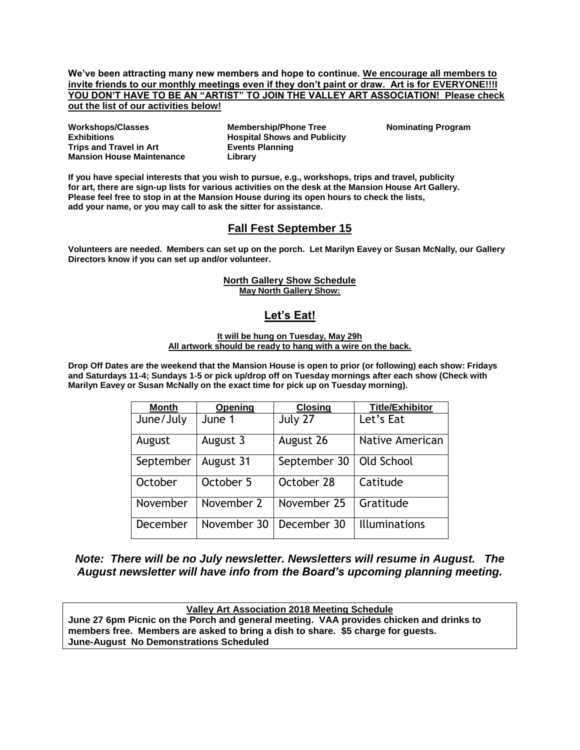**We've been attracting many new members and hope to continue. <u>We encourage all members to invite friends to our monthly meetings even if they don't paint or draw. Art is for EVERYONE!!!I YOU DON'T HAVE TO BE AN "ARTIST" TO JOIN THE VALLEY ART ASSOCIATION! Please check out the list of our activities below!</u>**

**Workshops/Classes**
**Exhibitions**
**Trips and Travel in Art**
**Mansion House Maintenance**
**Membership/Phone Tree**
**Hospital Shows and Publicity**
**Events Planning**
**Library**
**Nominating Program**

**If you have special interests that you wish to pursue, e.g., workshops, trips and travel, publicity for art, there are sign-up lists for various activities on the desk at the Mansion House Art Gallery. Please feel free to stop in at the Mansion House during its open hours to check the lists, add your name, or you may call to ask the sitter for assistance.**

## Fall Fest September 15

**Volunteers are needed. Members can set up on the porch. Let Marilyn Eavey or Susan McNally, our Gallery Directors know if you can set up and/or volunteer.**

**North Gallery Show Schedule**
**May North Gallery Show:**

## Let's Eat!

**It will be hung on Tuesday, May 29h**
**All artwork should be ready to hang with a wire on the back.**

**Drop Off Dates are the weekend that the Mansion House is open to prior (or following) each show: Fridays and Saturdays 11-4; Sundays 1-5 or pick up/drop off on Tuesday mornings after each show (Check with Marilyn Eavey or Susan McNally on the exact time for pick up on Tuesday morning).**

| Month | Opening | Closing | Title/Exhibitor |
|---|---|---|---|
| June/July | June 1 | July 27 | Let's Eat |
| August | August 3 | August 26 | Native American |
| September | August 31 | September 30 | Old School |
| October | October 5 | October 28 | Catitude |
| November | November 2 | November 25 | Gratitude |
| December | November 30 | December 30 | Illuminations |

***Note: There will be no July newsletter. Newsletters will resume in August. The August newsletter will have info from the Board's upcoming planning meeting.***

**Valley Art Association 2018 Meeting Schedule**
**June 27 6pm Picnic on the Porch and general meeting. VAA provides chicken and drinks to members free. Members are asked to bring a dish to share. $5 charge for guests.**
**June-August No Demonstrations Scheduled**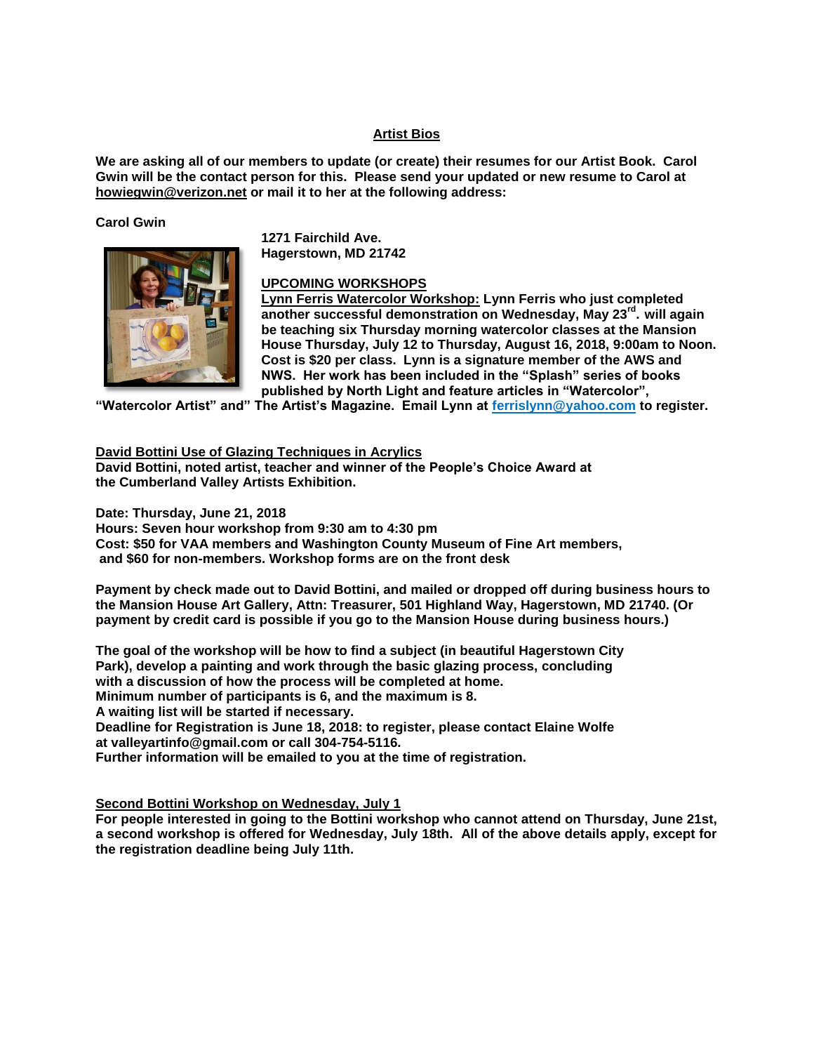## Artist Bios

**We are asking all of our members to update (or create) their resumes for our Artist Book. Carol Gwin will be the contact person for this. Please send your updated or new resume to Carol at howiegwin@verizon.net or mail it to her at the following address:**

**Carol Gwin**
**1271 Fairchild Ave.**
**Hagerstown, MD 21742**

## UPCOMING WORKSHOPS

**Lynn Ferris Watercolor Workshop: Lynn Ferris who just completed another successful demonstration on Wednesday, May 23rd. will again be teaching six Thursday morning watercolor classes at the Mansion House Thursday, July 12 to Thursday, August 16, 2018, 9:00am to Noon. Cost is $20 per class. Lynn is a signature member of the AWS and NWS. Her work has been included in the "Splash" series of books published by North Light and feature articles in "Watercolor", "Watercolor Artist" and" The Artist's Magazine. Email Lynn at ferrislynn@yahoo.com to register.**

### David Bottini Use of Glazing Techniques in Acrylics

**David Bottini, noted artist, teacher and winner of the People's Choice Award at the Cumberland Valley Artists Exhibition.**

**Date: Thursday, June 21, 2018**
**Hours: Seven hour workshop from 9:30 am to 4:30 pm**
**Cost: $50 for VAA members and Washington County Museum of Fine Art members, and $60 for non-members. Workshop forms are on the front desk**

**Payment by check made out to David Bottini, and mailed or dropped off during business hours to the Mansion House Art Gallery, Attn: Treasurer, 501 Highland Way, Hagerstown, MD 21740. (Or payment by credit card is possible if you go to the Mansion House during business hours.)**

**The goal of the workshop will be how to find a subject (in beautiful Hagerstown City Park), develop a painting and work through the basic glazing process, concluding with a discussion of how the process will be completed at home.**
**Minimum number of participants is 6, and the maximum is 8.**
**A waiting list will be started if necessary.**
**Deadline for Registration is June 18, 2018: to register, please contact Elaine Wolfe at valleyartinfo@gmail.com or call 304-754-5116.**
**Further information will be emailed to you at the time of registration.**

### Second Bottini Workshop on Wednesday, July 1

**For people interested in going to the Bottini workshop who cannot attend on Thursday, June 21st, a second workshop is offered for Wednesday, July 18th. All of the above details apply, except for the registration deadline being July 11th.**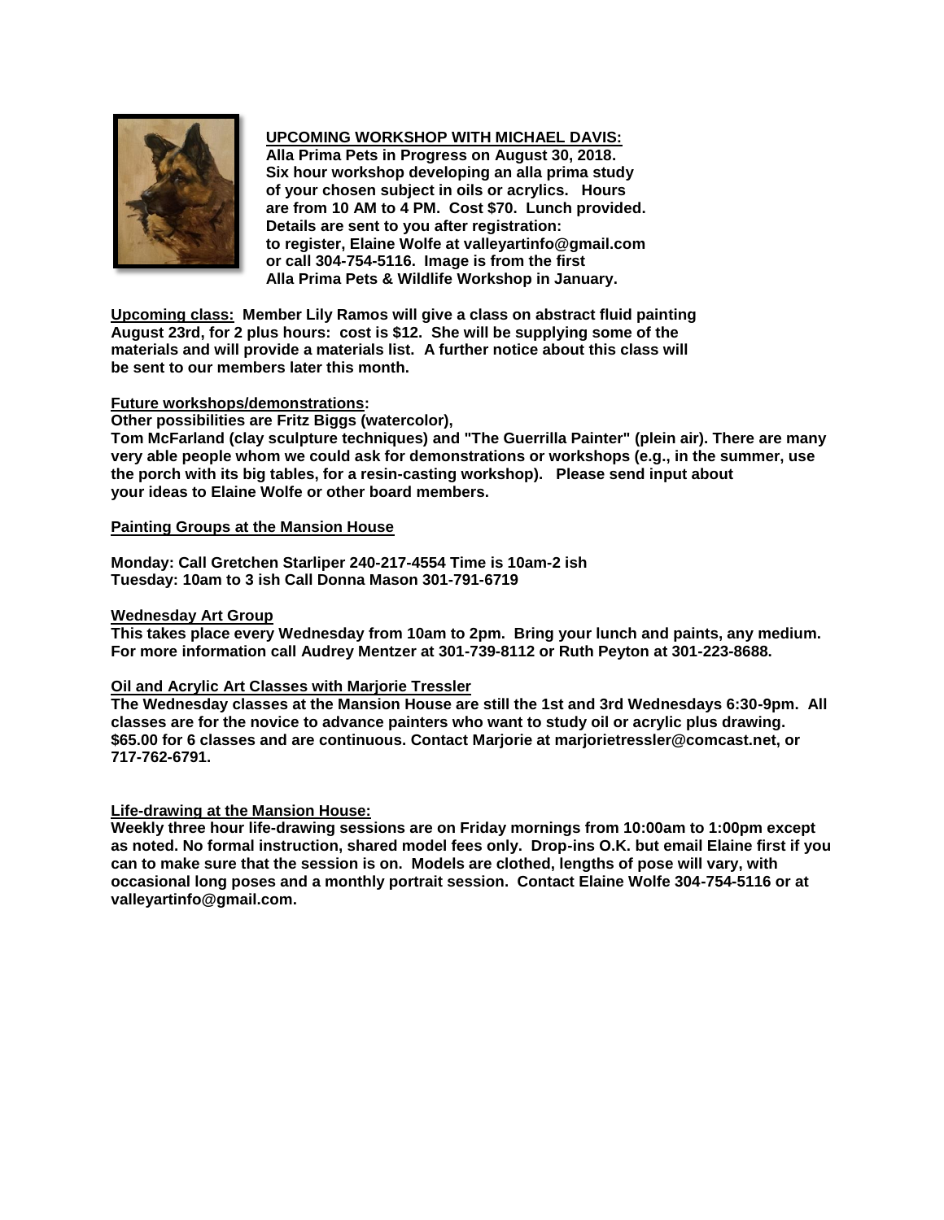**UPCOMING WORKSHOP WITH MICHAEL DAVIS:**
**Alla Prima Pets in Progress on August 30, 2018. Six hour workshop developing an alla prima study of your chosen subject in oils or acrylics. Hours are from 10 AM to 4 PM. Cost $70. Lunch provided. Details are sent to you after registration: to register, Elaine Wolfe at valleyartinfo@gmail.com or call 304-754-5116. Image is from the first Alla Prima Pets & Wildlife Workshop in January.**

**Upcoming class:** **Member Lily Ramos will give a class on abstract fluid painting August 23rd, for 2 plus hours: cost is $12. She will be supplying some of the materials and will provide a materials list. A further notice about this class will be sent to our members later this month.**

**Future workshops/demonstrations:**
**Other possibilities are Fritz Biggs (watercolor), Tom McFarland (clay sculpture techniques) and "The Guerrilla Painter" (plein air). There are many very able people whom we could ask for demonstrations or workshops (e.g., in the summer, use the porch with its big tables, for a resin-casting workshop). Please send input about your ideas to Elaine Wolfe or other board members.**

**Painting Groups at the Mansion House**

**Monday: Call Gretchen Starliper 240-217-4554 Time is 10am-2 ish**
**Tuesday: 10am to 3 ish Call Donna Mason 301-791-6719**

**Wednesday Art Group**
**This takes place every Wednesday from 10am to 2pm. Bring your lunch and paints, any medium. For more information call Audrey Mentzer at 301-739-8112 or Ruth Peyton at 301-223-8688.**

**Oil and Acrylic Art Classes with Marjorie Tressler**
**The Wednesday classes at the Mansion House are still the 1st and 3rd Wednesdays 6:30-9pm. All classes are for the novice to advance painters who want to study oil or acrylic plus drawing. $65.00 for 6 classes and are continuous. Contact Marjorie at marjorietressler@comcast.net, or 717-762-6791.**

**Life-drawing at the Mansion House:**
**Weekly three hour life-drawing sessions are on Friday mornings from 10:00am to 1:00pm except as noted. No formal instruction, shared model fees only. Drop-ins O.K. but email Elaine first if you can to make sure that the session is on. Models are clothed, lengths of pose will vary, with occasional long poses and a monthly portrait session. Contact Elaine Wolfe 304-754-5116 or at valleyartinfo@gmail.com.**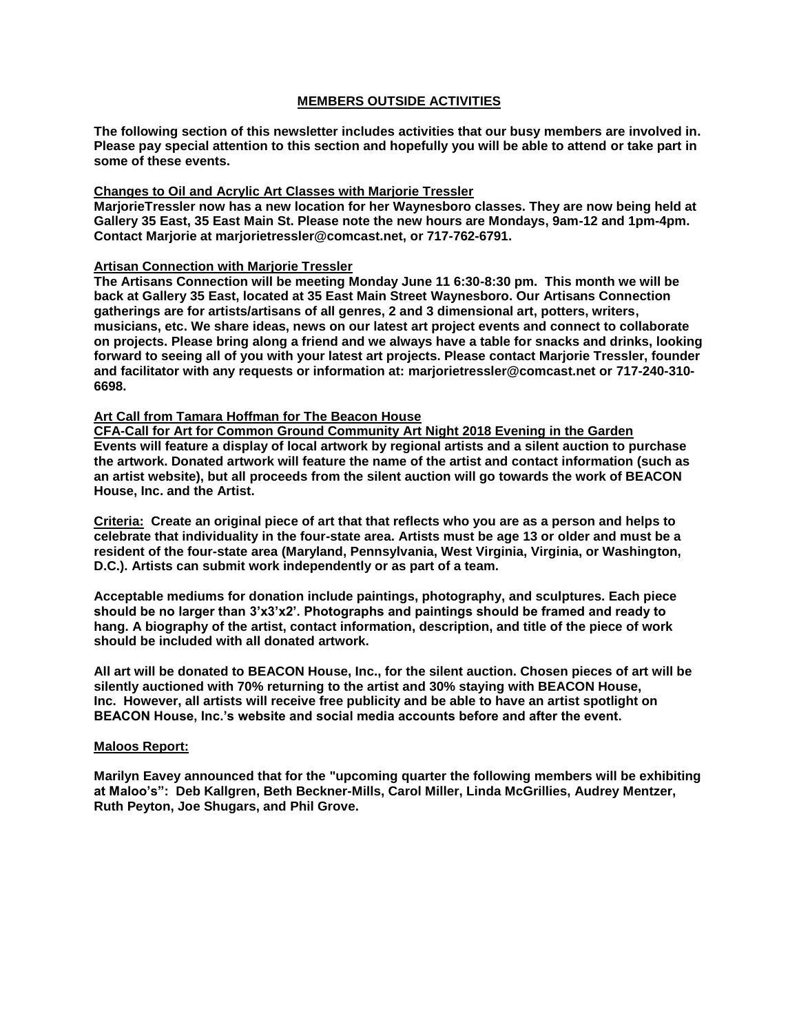## MEMBERS OUTSIDE ACTIVITIES

**The following section of this newsletter includes activities that our busy members are involved in. Please pay special attention to this section and hopefully you will be able to attend or take part in some of these events.**

**Changes to Oil and Acrylic Art Classes with Marjorie Tressler**

**MarjorieTressler now has a new location for her Waynesboro classes. They are now being held at Gallery 35 East, 35 East Main St. Please note the new hours are Mondays, 9am-12 and 1pm-4pm. Contact Marjorie at marjorietressler@comcast.net, or 717-762-6791.**

**Artisan Connection with Marjorie Tressler**

**The Artisans Connection will be meeting Monday June 11 6:30-8:30 pm. This month we will be back at Gallery 35 East, located at 35 East Main Street Waynesboro. Our Artisans Connection gatherings are for artists/artisans of all genres, 2 and 3 dimensional art, potters, writers, musicians, etc. We share ideas, news on our latest art project events and connect to collaborate on projects. Please bring along a friend and we always have a table for snacks and drinks, looking forward to seeing all of you with your latest art projects. Please contact Marjorie Tressler, founder and facilitator with any requests or information at: marjorietressler@comcast.net or 717-240-310-6698.**

**Art Call from Tamara Hoffman for The Beacon House**

**CFA-Call for Art for Common Ground Community Art Night 2018 Evening in the Garden**

**Events will feature a display of local artwork by regional artists and a silent auction to purchase the artwork. Donated artwork will feature the name of the artist and contact information (such as an artist website), but all proceeds from the silent auction will go towards the work of BEACON House, Inc. and the Artist.**

**Criteria:** **Create an original piece of art that that reflects who you are as a person and helps to celebrate that individuality in the four-state area. Artists must be age 13 or older and must be a resident of the four-state area (Maryland, Pennsylvania, West Virginia, Virginia, or Washington, D.C.). Artists can submit work independently or as part of a team.**

**Acceptable mediums for donation include paintings, photography, and sculptures. Each piece should be no larger than 3'x3'x2'. Photographs and paintings should be framed and ready to hang. A biography of the artist, contact information, description, and title of the piece of work should be included with all donated artwork.**

**All art will be donated to BEACON House, Inc., for the silent auction. Chosen pieces of art will be silently auctioned with 70% returning to the artist and 30% staying with BEACON House, Inc. However, all artists will receive free publicity and be able to have an artist spotlight on BEACON House, Inc.'s website and social media accounts before and after the event.**

**Maloos Report:**

**Marilyn Eavey announced that for the "upcoming quarter the following members will be exhibiting at Maloo's": Deb Kallgren, Beth Beckner-Mills, Carol Miller, Linda McGrillies, Audrey Mentzer, Ruth Peyton, Joe Shugars, and Phil Grove.**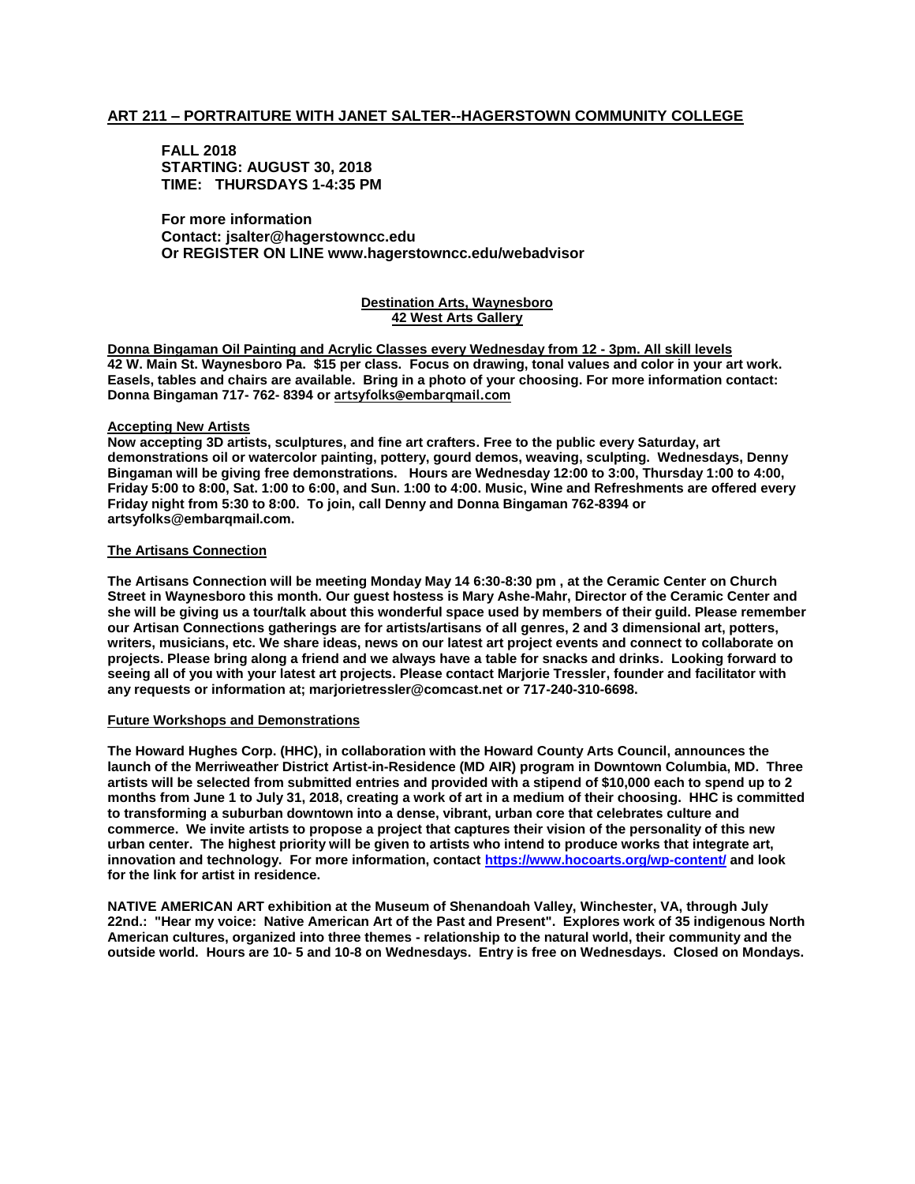## ART 211 – PORTRAITURE WITH JANET SALTER--HAGERSTOWN COMMUNITY COLLEGE

**FALL 2018**
**STARTING: AUGUST 30, 2018**
**TIME: THURSDAYS 1-4:35 PM**

**For more information**
**Contact: jsalter@hagerstowncc.edu**
**Or REGISTER ON LINE www.hagerstowncc.edu/webadvisor**

### Destination Arts, Waynesboro
### 42 West Arts Gallery

**Donna Bingaman Oil Painting and Acrylic Classes every Wednesday from 12 - 3pm. All skill levels**
**42 W. Main St. Waynesboro Pa. $15 per class. Focus on drawing, tonal values and color in your art work. Easels, tables and chairs are available. Bring in a photo of your choosing. For more information contact: Donna Bingaman 717- 762- 8394 or artsyfolks@embarqmail.com**

#### Accepting New Artists

**Now accepting 3D artists, sculptures, and fine art crafters. Free to the public every Saturday, art demonstrations oil or watercolor painting, pottery, gourd demos, weaving, sculpting. Wednesdays, Denny Bingaman will be giving free demonstrations. Hours are Wednesday 12:00 to 3:00, Thursday 1:00 to 4:00, Friday 5:00 to 8:00, Sat. 1:00 to 6:00, and Sun. 1:00 to 4:00. Music, Wine and Refreshments are offered every Friday night from 5:30 to 8:00. To join, call Denny and Donna Bingaman 762-8394 or artsyfolks@embarqmail.com.**

#### The Artisans Connection

**The Artisans Connection will be meeting Monday May 14 6:30-8:30 pm , at the Ceramic Center on Church Street in Waynesboro this month. Our guest hostess is Mary Ashe-Mahr, Director of the Ceramic Center and she will be giving us a tour/talk about this wonderful space used by members of their guild. Please remember our Artisan Connections gatherings are for artists/artisans of all genres, 2 and 3 dimensional art, potters, writers, musicians, etc. We share ideas, news on our latest art project events and connect to collaborate on projects. Please bring along a friend and we always have a table for snacks and drinks. Looking forward to seeing all of you with your latest art projects. Please contact Marjorie Tressler, founder and facilitator with any requests or information at; marjorietressler@comcast.net or 717-240-310-6698.**

#### Future Workshops and Demonstrations

**The Howard Hughes Corp. (HHC), in collaboration with the Howard County Arts Council, announces the launch of the Merriweather District Artist-in-Residence (MD AIR) program in Downtown Columbia, MD. Three artists will be selected from submitted entries and provided with a stipend of $10,000 each to spend up to 2 months from June 1 to July 31, 2018, creating a work of art in a medium of their choosing. HHC is committed to transforming a suburban downtown into a dense, vibrant, urban core that celebrates culture and commerce. We invite artists to propose a project that captures their vision of the personality of this new urban center. The highest priority will be given to artists who intend to produce works that integrate art, innovation and technology. For more information, contact https://www.hocoarts.org/wp-content/ and look for the link for artist in residence.**

**NATIVE AMERICAN ART exhibition at the Museum of Shenandoah Valley, Winchester, VA, through July 22nd.: "Hear my voice: Native American Art of the Past and Present". Explores work of 35 indigenous North American cultures, organized into three themes - relationship to the natural world, their community and the outside world. Hours are 10- 5 and 10-8 on Wednesdays. Entry is free on Wednesdays. Closed on Mondays.**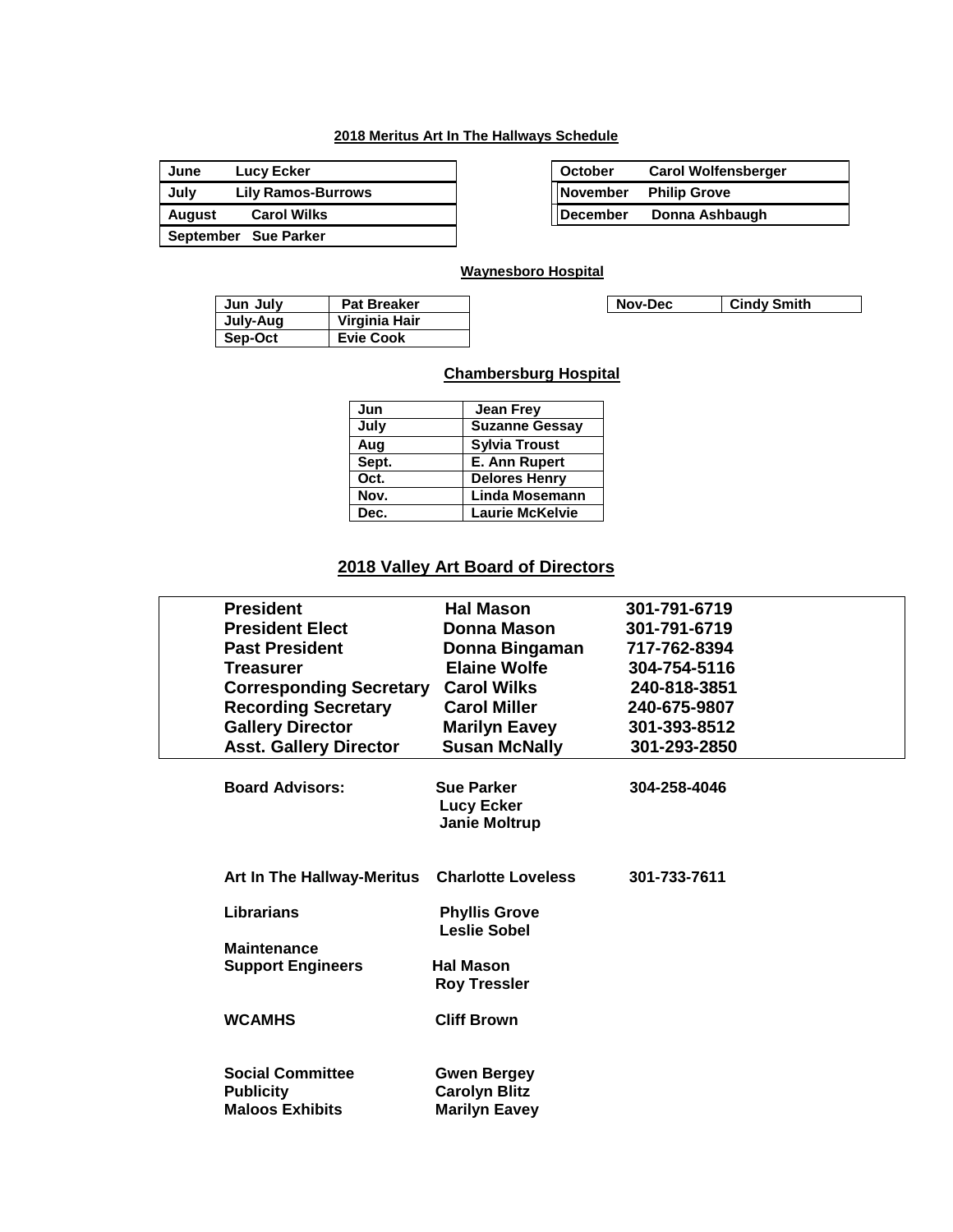**2018 Meritus Art In The Hallways Schedule**

| | |
|---|---|
| June | Lucy Ecker |
| July | Lily Ramos-Burrows |
| August | Carol Wilks |
| September | Sue Parker |

| | |
|---|---|
| October | Carol Wolfensberger |
| November | Philip Grove |
| December | Donna Ashbaugh |

**Waynesboro Hospital**

| | |
|---|---|
| Jun July | Pat Breaker |
| July-Aug | Virginia Hair |
| Sep-Oct | Evie Cook |

| | |
|---|---|
| Nov-Dec | Cindy Smith |

**Chambersburg Hospital**

| | |
|---|---|
| Jun | Jean Frey |
| July | Suzanne Gessay |
| Aug | Sylvia Troust |
| Sept. | E. Ann Rupert |
| Oct. | Delores Henry |
| Nov. | Linda Mosemann |
| Dec. | Laurie McKelvie |

## 2018 Valley Art Board of Directors

| | | |
|---|---|---|
| President | Hal Mason | 301-791-6719 |
| President Elect | Donna Mason | 301-791-6719 |
| Past President | Donna Bingaman | 717-762-8394 |
| Treasurer | Elaine Wolfe | 304-754-5116 |
| Corresponding Secretary | Carol Wilks | 240-818-3851 |
| Recording Secretary | Carol Miller | 240-675-9807 |
| Gallery Director | Marilyn Eavey | 301-393-8512 |
| Asst. Gallery Director | Susan McNally | 301-293-2850 |

| | | |
|---|---|---|
| Board Advisors: | Sue Parker | 304-258-4046 |
| | Lucy Ecker | |
| | Janie Moltrup | |
| Art In The Hallway-Meritus | Charlotte Loveless | 301-733-7611 |
| Librarians | Phyllis Grove | |
| | Leslie Sobel | |
| Maintenance Support Engineers | Hal Mason | |
| | Roy Tressler | |
| WCAMHS | Cliff Brown | |
| Social Committee | Gwen Bergey | |
| Publicity | Carolyn Blitz | |
| Maloos Exhibits | Marilyn Eavey | |